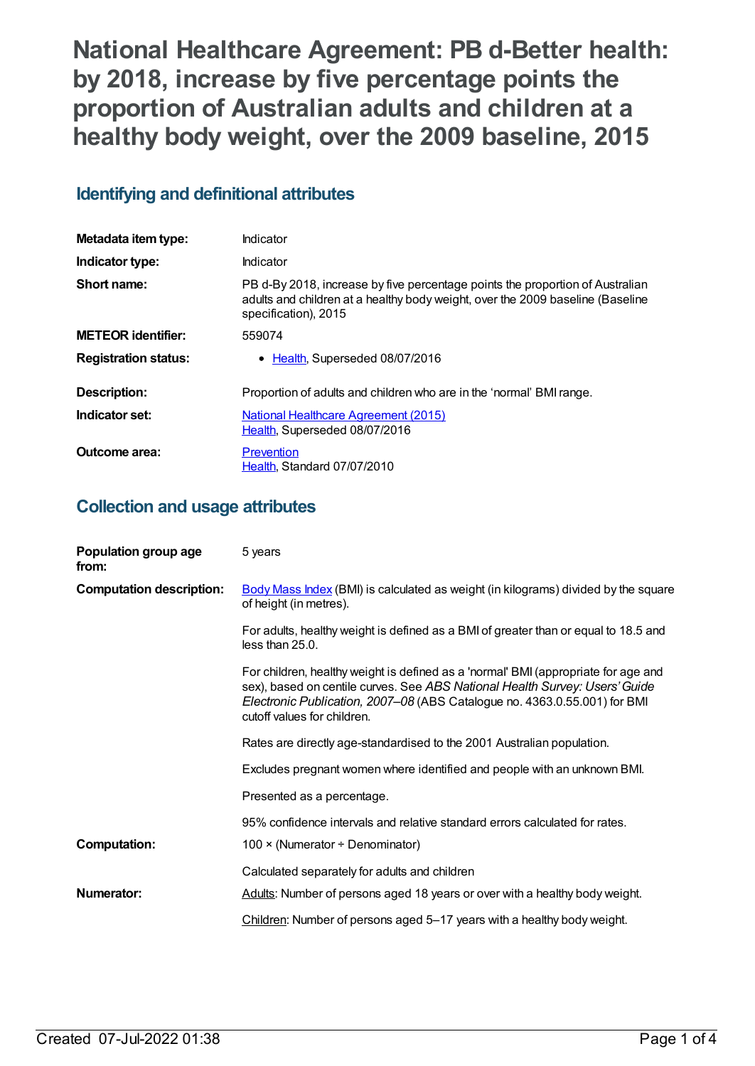# National Healthcare Agreement: PB d-Better health: by 2018, increase by five percentage points the proportion of Australian adults and children at a healthy body weight, over the 2009 baseline, 2015

## Identifying and definitional attributes

| | |
|---|---|
| **Metadata item type:** | Indicator |
| **Indicator type:** | Indicator |
| **Short name:** | PB d-By 2018, increase by five percentage points the proportion of Australian adults and children at a healthy body weight, over the 2009 baseline (Baseline specification), 2015 |
| **METEOR identifier:** | 559074 |
| **Registration status:** | • Health, Superseded 08/07/2016 |
| **Description:** | Proportion of adults and children who are in the 'normal' BMI range. |
| **Indicator set:** | National Healthcare Agreement (2015)<br>Health, Superseded 08/07/2016 |
| **Outcome area:** | Prevention<br>Health, Standard 07/07/2010 |

## Collection and usage attributes

| | |
|---|---|
| **Population group age from:** | 5 years |
| **Computation description:** | Body Mass Index (BMI) is calculated as weight (in kilograms) divided by the square of height (in metres).<br><br>For adults, healthy weight is defined as a BMI of greater than or equal to 18.5 and less than 25.0.<br><br>For children, healthy weight is defined as a 'normal' BMI (appropriate for age and sex), based on centile curves. See *ABS National Health Survey: Users' Guide Electronic Publication, 2007–08* (ABS Catalogue no. 4363.0.55.001) for BMI cutoff values for children.<br><br>Rates are directly age-standardised to the 2001 Australian population.<br><br>Excludes pregnant women where identified and people with an unknown BMI.<br><br>Presented as a percentage.<br><br>95% confidence intervals and relative standard errors calculated for rates. |
| **Computation:** | 100 × (Numerator ÷ Denominator)<br><br>Calculated separately for adults and children |
| **Numerator:** | Adults: Number of persons aged 18 years or over with a healthy body weight.<br><br>Children: Number of persons aged 5–17 years with a healthy body weight. |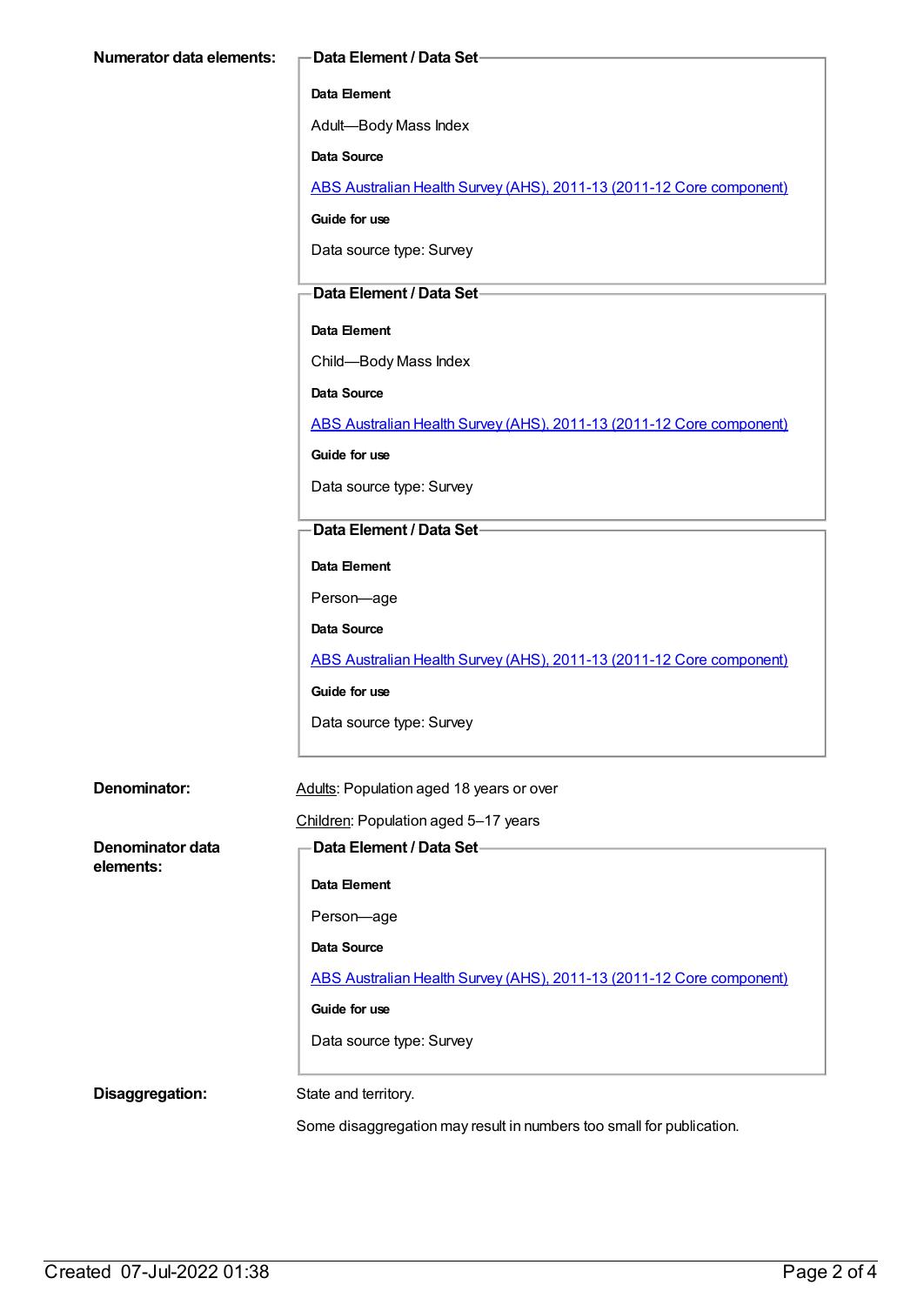**Numerator data elements:**

**Data Element / Data Set**

**Data Element**

Adult—Body Mass Index

**Data Source**

ABS Australian Health Survey (AHS), 2011-13 (2011-12 Core component)

**Guide for use**

Data source type: Survey

**Data Element / Data Set**

**Data Element**

Child—Body Mass Index

**Data Source**

ABS Australian Health Survey (AHS), 2011-13 (2011-12 Core component)

**Guide for use**

Data source type: Survey

**Data Element / Data Set**

**Data Element**

Person—age

**Data Source**

ABS Australian Health Survey (AHS), 2011-13 (2011-12 Core component)

**Guide for use**

Data source type: Survey

**Denominator:**

Adults: Population aged 18 years or over

Children: Population aged 5–17 years

**Denominator data elements:**

**Data Element / Data Set**

**Data Element**

Person—age

**Data Source**

ABS Australian Health Survey (AHS), 2011-13 (2011-12 Core component)

**Guide for use**

Data source type: Survey

**Disaggregation:**

State and territory.

Some disaggregation may result in numbers too small for publication.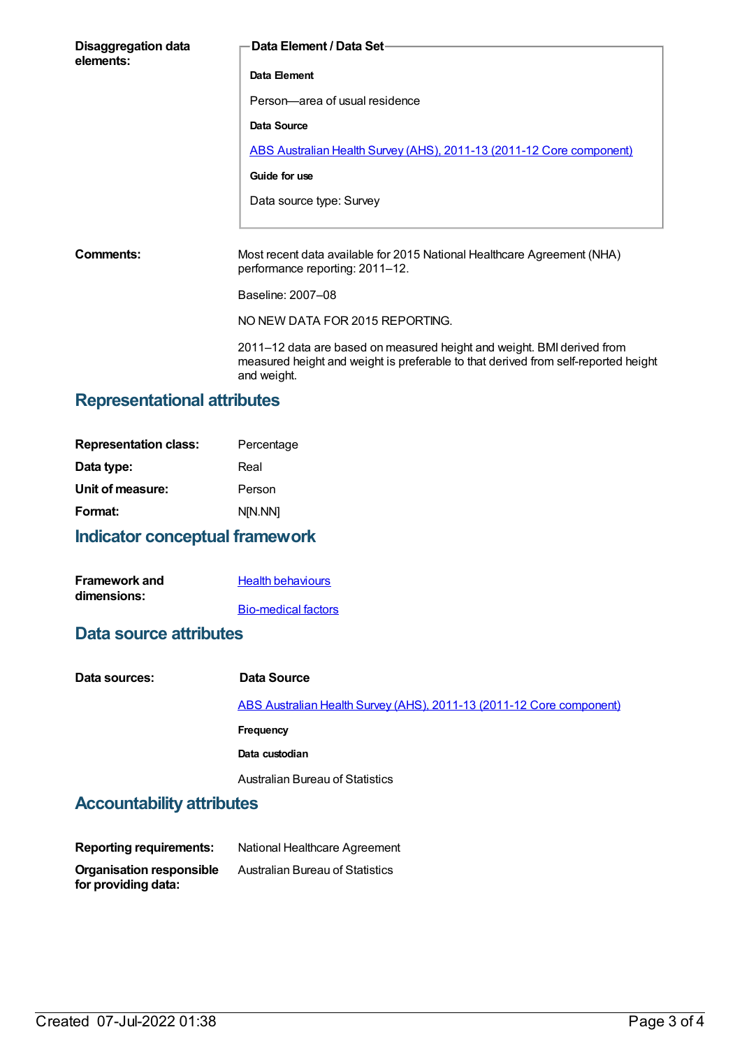**Disaggregation data elements:**

**Data Element / Data Set**

**Data Element**

Person—area of usual residence

**Data Source**

ABS Australian Health Survey (AHS), 2011-13 (2011-12 Core component)

**Guide for use**

Data source type: Survey

**Comments:**

Most recent data available for 2015 National Healthcare Agreement (NHA) performance reporting: 2011–12.

Baseline: 2007–08

NO NEW DATA FOR 2015 REPORTING.

2011–12 data are based on measured height and weight. BMI derived from measured height and weight is preferable to that derived from self-reported height and weight.

## Representational attributes

| | |
|---|---|
| **Representation class:** | Percentage |
| **Data type:** | Real |
| **Unit of measure:** | Person |
| **Format:** | N[N.NN] |

## Indicator conceptual framework

**Framework and dimensions:**

Health behaviours

Bio-medical factors

## Data source attributes

**Data sources:**

**Data Source**

ABS Australian Health Survey (AHS), 2011-13 (2011-12 Core component)

**Frequency**

**Data custodian**

Australian Bureau of Statistics

## Accountability attributes

| | |
|---|---|
| **Reporting requirements:** | National Healthcare Agreement |
| **Organisation responsible for providing data:** | Australian Bureau of Statistics |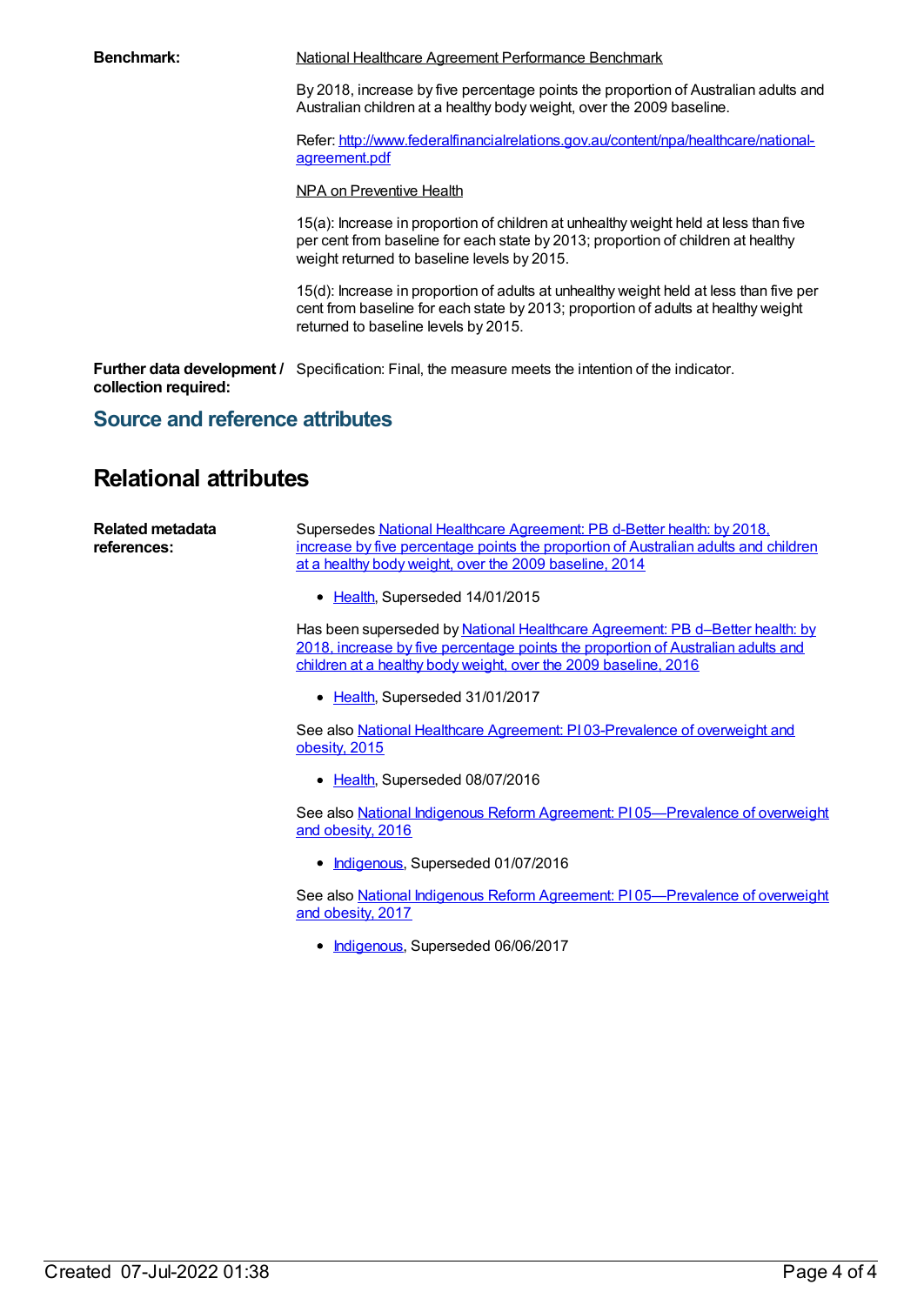**Benchmark:** National Healthcare Agreement Performance Benchmark

By 2018, increase by five percentage points the proportion of Australian adults and Australian children at a healthy body weight, over the 2009 baseline.

Refer: http://www.federalfinancialrelations.gov.au/content/npa/healthcare/national-agreement.pdf

NPA on Preventive Health

15(a): Increase in proportion of children at unhealthy weight held at less than five per cent from baseline for each state by 2013; proportion of children at healthy weight returned to baseline levels by 2015.

15(d): Increase in proportion of adults at unhealthy weight held at less than five per cent from baseline for each state by 2013; proportion of adults at healthy weight returned to baseline levels by 2015.

**Further data development / collection required:** Specification: Final, the measure meets the intention of the indicator.

## Source and reference attributes

# Relational attributes

**Related metadata references:**

Supersedes National Healthcare Agreement: PB d-Better health: by 2018, increase by five percentage points the proportion of Australian adults and children at a healthy body weight, over the 2009 baseline, 2014

- Health, Superseded 14/01/2015

Has been superseded by National Healthcare Agreement: PB d–Better health: by 2018, increase by five percentage points the proportion of Australian adults and children at a healthy body weight, over the 2009 baseline, 2016

- Health, Superseded 31/01/2017

See also National Healthcare Agreement: PI 03-Prevalence of overweight and obesity, 2015

- Health, Superseded 08/07/2016

See also National Indigenous Reform Agreement: PI 05—Prevalence of overweight and obesity, 2016

- Indigenous, Superseded 01/07/2016

See also National Indigenous Reform Agreement: PI 05—Prevalence of overweight and obesity, 2017

- Indigenous, Superseded 06/06/2017